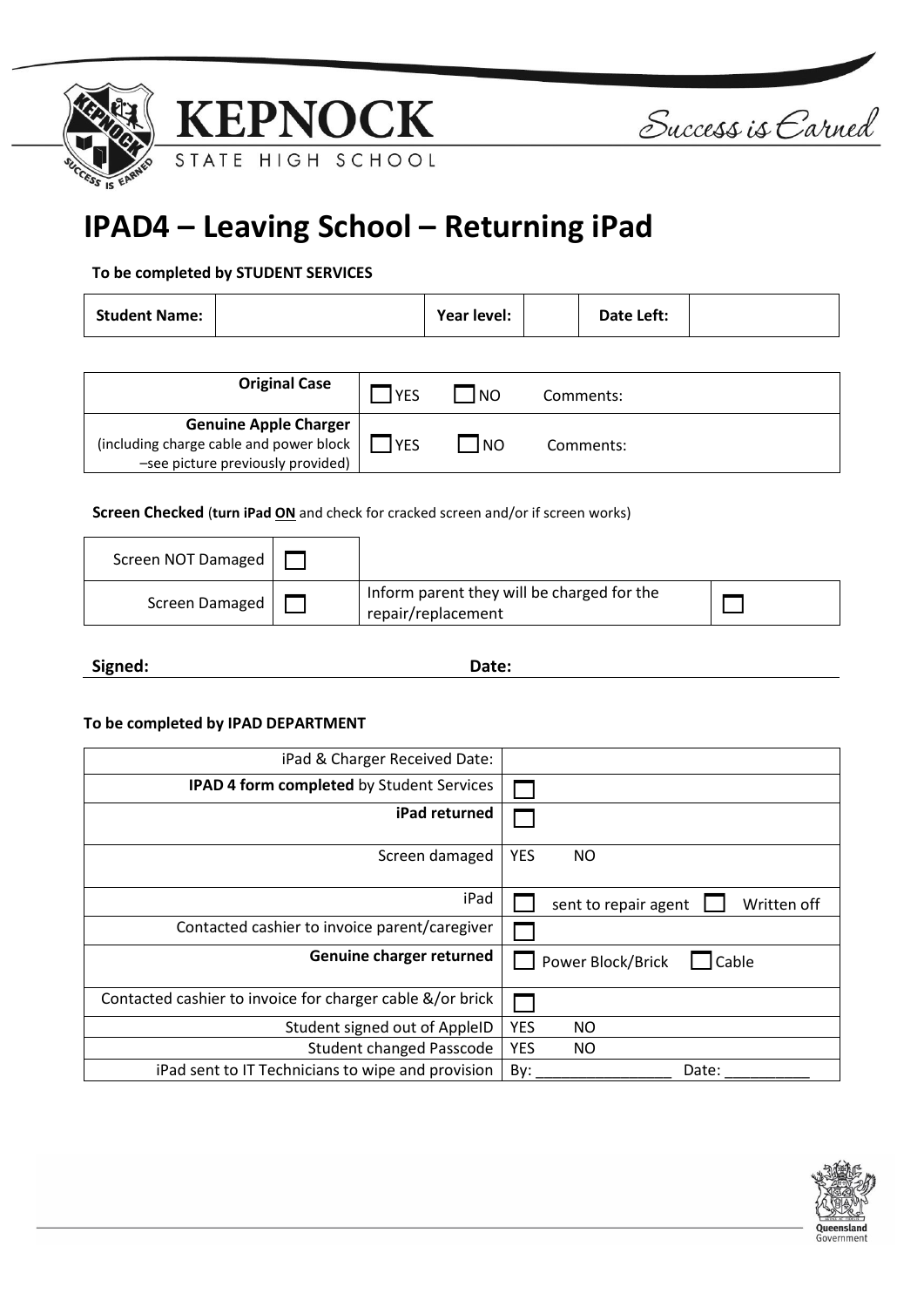KEPNOCK STATE HIGH SCHOOL

Success is Earned

# IPAD4 – Leaving School – Returning iPad

**To be completed by STUDENT SERVICES**

| **Student Name:** | | **Year level:** | | **Date Left:** | |
|---|---|---|---|---|---|

| | | |
|---|---|---|
| **Original Case** | ☐ YES ☐ NO | Comments: |
| **Genuine Apple Charger** (including charge cable and power block –see picture previously provided) | ☐ YES ☐ NO | Comments: |

**Screen Checked** (**turn iPad ON** and check for cracked screen and/or if screen works)

| | | | |
|---|---|---|---|
| Screen NOT Damaged | ☐ | | |
| Screen Damaged | ☐ | Inform parent they will be charged for the repair/replacement | ☐ |

**Signed:** **Date:**

**To be completed by IPAD DEPARTMENT**

| | |
|---|---|
| iPad & Charger Received Date: | |
| **IPAD 4 form completed** by Student Services | ☐ |
| **iPad returned** | ☐ |
| Screen damaged | YES NO |
| iPad | ☐ sent to repair agent ☐ Written off |
| Contacted cashier to invoice parent/caregiver | ☐ |
| **Genuine charger returned** | ☐ Power Block/Brick ☐ Cable |
| Contacted cashier to invoice for charger cable &/or brick | ☐ |
| Student signed out of AppleID | YES NO |
| Student changed Passcode | YES NO |
| iPad sent to IT Technicians to wipe and provision | By: ________________ Date: __________ |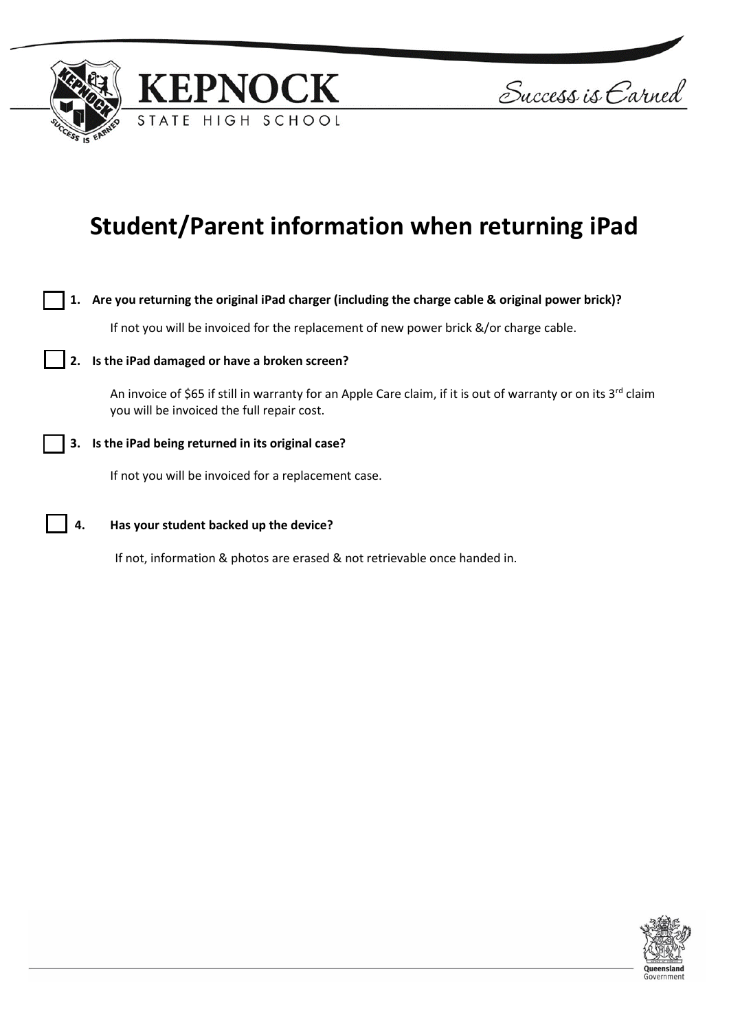# Student/Parent information when returning iPad

☐ **1. Are you returning the original iPad charger (including the charge cable & original power brick)?**

If not you will be invoiced for the replacement of new power brick &/or charge cable.

☐ **2. Is the iPad damaged or have a broken screen?**

An invoice of $65 if still in warranty for an Apple Care claim, if it is out of warranty or on its 3rd claim you will be invoiced the full repair cost.

☐ **3. Is the iPad being returned in its original case?**

If not you will be invoiced for a replacement case.

☐ **4. Has your student backed up the device?**

If not, information & photos are erased & not retrievable once handed in.